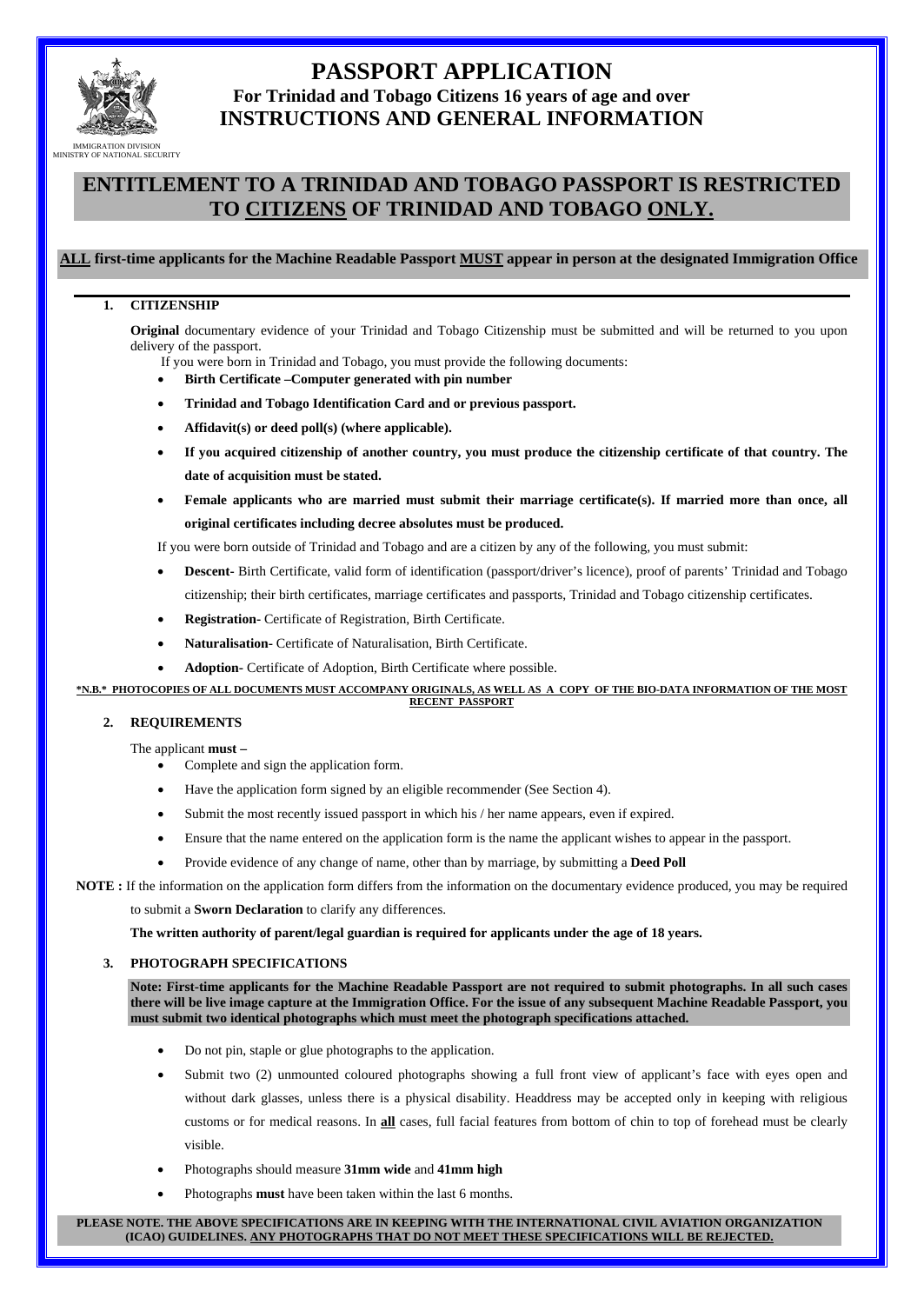IMMIGRATION DIVISION
MINISTRY OF NATIONAL SECURITY

# PASSPORT APPLICATION

**For Trinidad and Tobago Citizens 16 years of age and over**

**INSTRUCTIONS AND GENERAL INFORMATION**

## ENTITLEMENT TO A TRINIDAD AND TOBAGO PASSPORT IS RESTRICTED TO CITIZENS OF TRINIDAD AND TOBAGO ONLY.

**ALL first-time applicants for the Machine Readable Passport MUST appear in person at the designated Immigration Office**

### 1. CITIZENSHIP

**Original** documentary evidence of your Trinidad and Tobago Citizenship must be submitted and will be returned to you upon delivery of the passport.

If you were born in Trinidad and Tobago, you must provide the following documents:

- **Birth Certificate –Computer generated with pin number**
- **Trinidad and Tobago Identification Card and or previous passport.**
- **Affidavit(s) or deed poll(s) (where applicable).**
- **If you acquired citizenship of another country, you must produce the citizenship certificate of that country. The date of acquisition must be stated.**
- **Female applicants who are married must submit their marriage certificate(s). If married more than once, all original certificates including decree absolutes must be produced.**

If you were born outside of Trinidad and Tobago and are a citizen by any of the following, you must submit:

- **Descent-** Birth Certificate, valid form of identification (passport/driver's licence), proof of parents' Trinidad and Tobago citizenship; their birth certificates, marriage certificates and passports, Trinidad and Tobago citizenship certificates.
- **Registration-** Certificate of Registration, Birth Certificate.
- **Naturalisation-** Certificate of Naturalisation, Birth Certificate.
- **Adoption-** Certificate of Adoption, Birth Certificate where possible.

**\*N.B.\* PHOTOCOPIES OF ALL DOCUMENTS MUST ACCOMPANY ORIGINALS, AS WELL AS A COPY OF THE BIO-DATA INFORMATION OF THE MOST RECENT PASSPORT**

### 2. REQUIREMENTS

The applicant **must –**

- Complete and sign the application form.
- Have the application form signed by an eligible recommender (See Section 4).
- Submit the most recently issued passport in which his / her name appears, even if expired.
- Ensure that the name entered on the application form is the name the applicant wishes to appear in the passport.
- Provide evidence of any change of name, other than by marriage, by submitting a **Deed Poll**

**NOTE :** If the information on the application form differs from the information on the documentary evidence produced, you may be required to submit a **Sworn Declaration** to clarify any differences.

**The written authority of parent/legal guardian is required for applicants under the age of 18 years.**

### 3. PHOTOGRAPH SPECIFICATIONS

**Note: First-time applicants for the Machine Readable Passport are not required to submit photographs. In all such cases there will be live image capture at the Immigration Office. For the issue of any subsequent Machine Readable Passport, you must submit two identical photographs which must meet the photograph specifications attached.**

- Do not pin, staple or glue photographs to the application.
- Submit two (2) unmounted coloured photographs showing a full front view of applicant's face with eyes open and without dark glasses, unless there is a physical disability. Headdress may be accepted only in keeping with religious customs or for medical reasons. In **all** cases, full facial features from bottom of chin to top of forehead must be clearly visible.
- Photographs should measure **31mm wide** and **41mm high**
- Photographs **must** have been taken within the last 6 months.

**PLEASE NOTE. THE ABOVE SPECIFICATIONS ARE IN KEEPING WITH THE INTERNATIONAL CIVIL AVIATION ORGANIZATION (ICAO) GUIDELINES. ANY PHOTOGRAPHS THAT DO NOT MEET THESE SPECIFICATIONS WILL BE REJECTED.**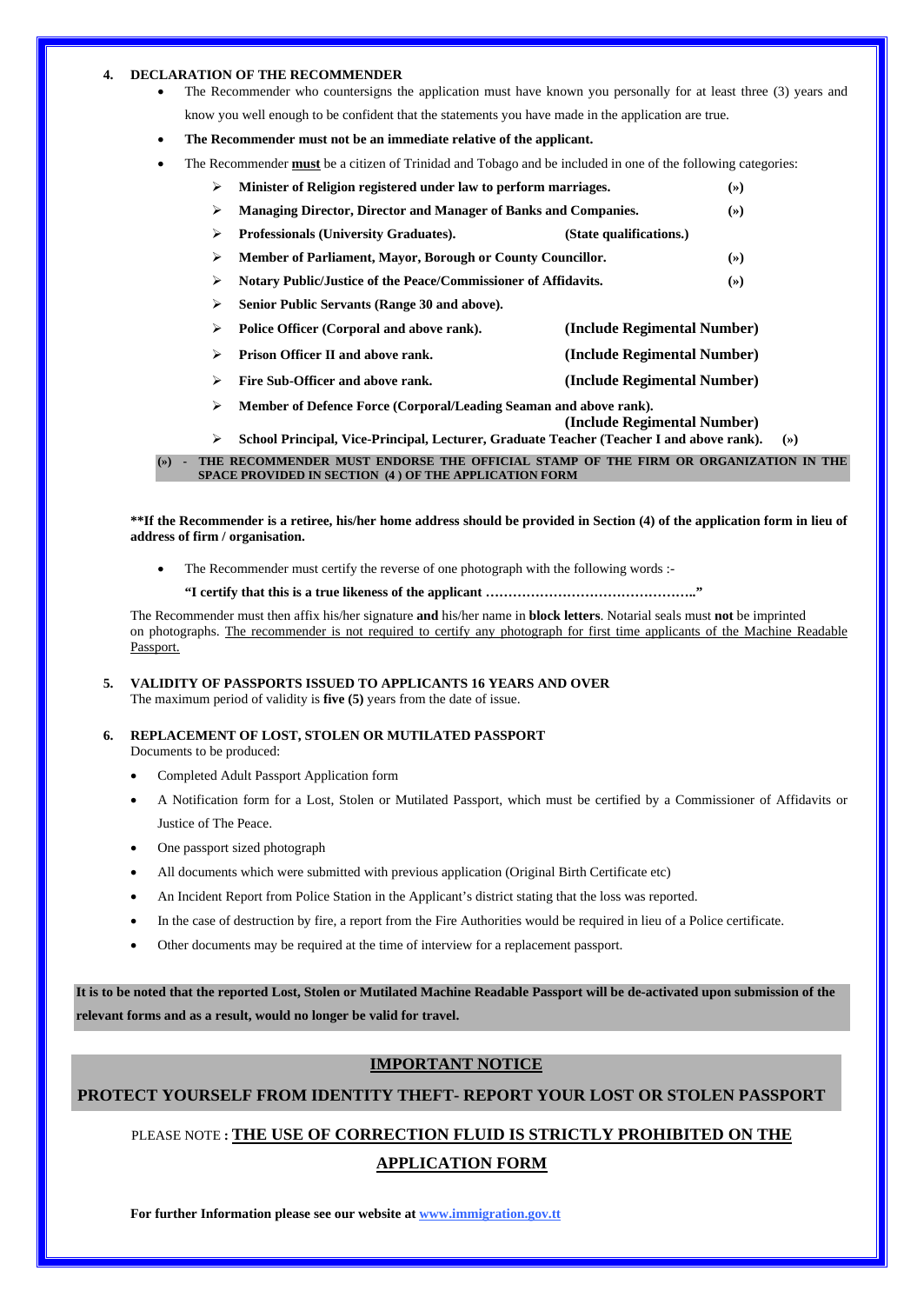## 4. DECLARATION OF THE RECOMMENDER

- The Recommender who countersigns the application must have known you personally for at least three (3) years and know you well enough to be confident that the statements you have made in the application are true.
- **The Recommender must not be an immediate relative of the applicant.**
- The Recommender **must** be a citizen of Trinidad and Tobago and be included in one of the following categories:
  - **Minister of Religion registered under law to perform marriages. (»)**
  - **Managing Director, Director and Manager of Banks and Companies. (»)**
  - **Professionals (University Graduates). (State qualifications.)**
  - **Member of Parliament, Mayor, Borough or County Councillor. (»)**
  - **Notary Public/Justice of the Peace/Commissioner of Affidavits. (»)**
  - **Senior Public Servants (Range 30 and above).**
  - **Police Officer (Corporal and above rank). (Include Regimental Number)**
  - **Prison Officer II and above rank. (Include Regimental Number)**
  - **Fire Sub-Officer and above rank. (Include Regimental Number)**
  - **Member of Defence Force (Corporal/Leading Seaman and above rank). (Include Regimental Number)**
  - **School Principal, Vice-Principal, Lecturer, Graduate Teacher (Teacher I and above rank). (»)**

**(») - THE RECOMMENDER MUST ENDORSE THE OFFICIAL STAMP OF THE FIRM OR ORGANIZATION IN THE SPACE PROVIDED IN SECTION (4 ) OF THE APPLICATION FORM**

**\*\*If the Recommender is a retiree, his/her home address should be provided in Section (4) of the application form in lieu of address of firm / organisation.**

- The Recommender must certify the reverse of one photograph with the following words :-

  **"I certify that this is a true likeness of the applicant ……………………………………….."**

The Recommender must then affix his/her signature **and** his/her name in **block letters**. Notarial seals must **not** be imprinted on photographs. The recommender is not required to certify any photograph for first time applicants of the Machine Readable Passport.

## 5. VALIDITY OF PASSPORTS ISSUED TO APPLICANTS 16 YEARS AND OVER

The maximum period of validity is **five (5)** years from the date of issue.

## 6. REPLACEMENT OF LOST, STOLEN OR MUTILATED PASSPORT

Documents to be produced:

- Completed Adult Passport Application form
- A Notification form for a Lost, Stolen or Mutilated Passport, which must be certified by a Commissioner of Affidavits or Justice of The Peace.
- One passport sized photograph
- All documents which were submitted with previous application (Original Birth Certificate etc)
- An Incident Report from Police Station in the Applicant's district stating that the loss was reported.
- In the case of destruction by fire, a report from the Fire Authorities would be required in lieu of a Police certificate.
- Other documents may be required at the time of interview for a replacement passport.

**It is to be noted that the reported Lost, Stolen or Mutilated Machine Readable Passport will be de-activated upon submission of the relevant forms and as a result, would no longer be valid for travel.**

**IMPORTANT NOTICE**

**PROTECT YOURSELF FROM IDENTITY THEFT- REPORT YOUR LOST OR STOLEN PASSPORT**

PLEASE NOTE **: THE USE OF CORRECTION FLUID IS STRICTLY PROHIBITED ON THE APPLICATION FORM**

**For further Information please see our website at www.immigration.gov.tt**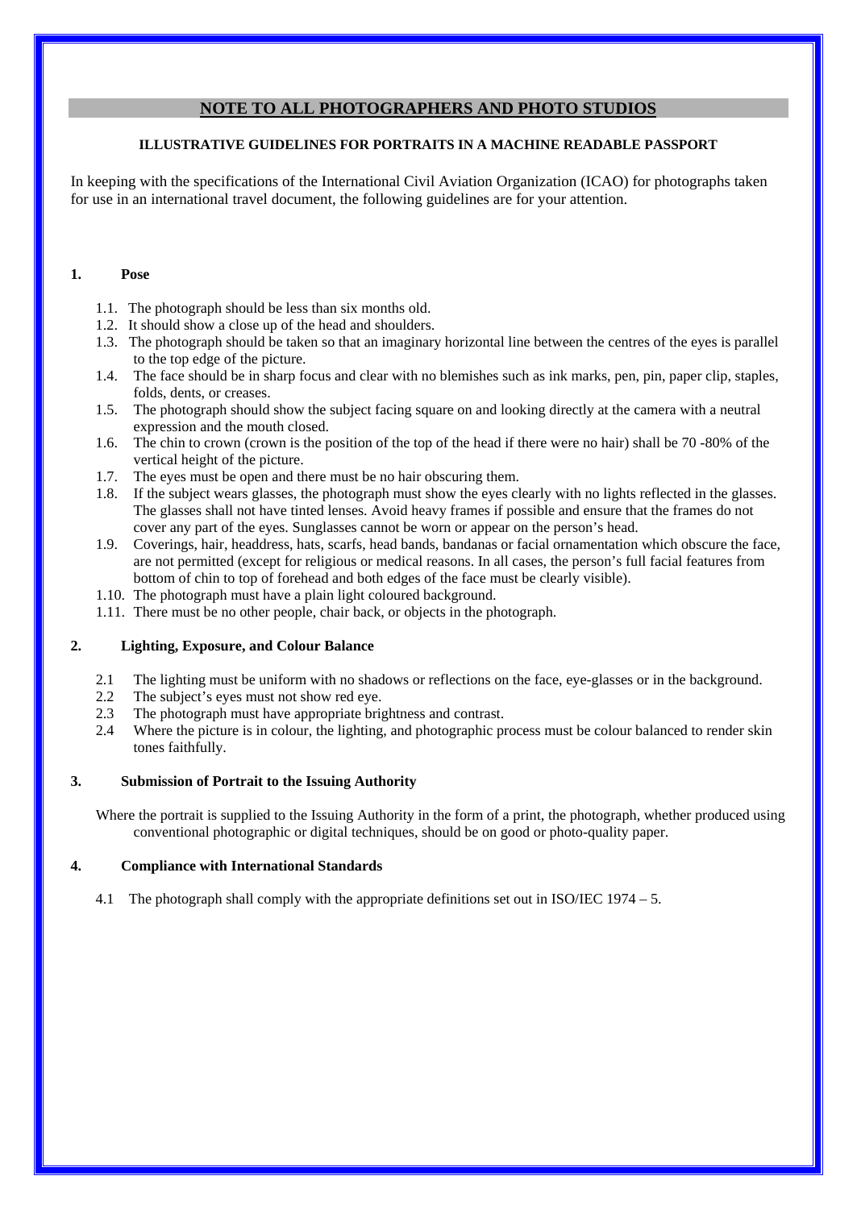## NOTE TO ALL PHOTOGRAPHERS AND PHOTO STUDIOS

**ILLUSTRATIVE GUIDELINES FOR PORTRAITS IN A MACHINE READABLE PASSPORT**

In keeping with the specifications of the International Civil Aviation Organization (ICAO) for photographs taken for use in an international travel document, the following guidelines are for your attention.

### 1. Pose

1.1. The photograph should be less than six months old.
1.2. It should show a close up of the head and shoulders.
1.3. The photograph should be taken so that an imaginary horizontal line between the centres of the eyes is parallel to the top edge of the picture.
1.4. The face should be in sharp focus and clear with no blemishes such as ink marks, pen, pin, paper clip, staples, folds, dents, or creases.
1.5. The photograph should show the subject facing square on and looking directly at the camera with a neutral expression and the mouth closed.
1.6. The chin to crown (crown is the position of the top of the head if there were no hair) shall be 70 -80% of the vertical height of the picture.
1.7. The eyes must be open and there must be no hair obscuring them.
1.8. If the subject wears glasses, the photograph must show the eyes clearly with no lights reflected in the glasses. The glasses shall not have tinted lenses. Avoid heavy frames if possible and ensure that the frames do not cover any part of the eyes. Sunglasses cannot be worn or appear on the person's head.
1.9. Coverings, hair, headdress, hats, scarfs, head bands, bandanas or facial ornamentation which obscure the face, are not permitted (except for religious or medical reasons. In all cases, the person's full facial features from bottom of chin to top of forehead and both edges of the face must be clearly visible).
1.10. The photograph must have a plain light coloured background.
1.11. There must be no other people, chair back, or objects in the photograph.

### 2. Lighting, Exposure, and Colour Balance

2.1 The lighting must be uniform with no shadows or reflections on the face, eye-glasses or in the background.
2.2 The subject's eyes must not show red eye.
2.3 The photograph must have appropriate brightness and contrast.
2.4 Where the picture is in colour, the lighting, and photographic process must be colour balanced to render skin tones faithfully.

### 3. Submission of Portrait to the Issuing Authority

Where the portrait is supplied to the Issuing Authority in the form of a print, the photograph, whether produced using conventional photographic or digital techniques, should be on good or photo-quality paper.

### 4. Compliance with International Standards

4.1 The photograph shall comply with the appropriate definitions set out in ISO/IEC 1974 – 5.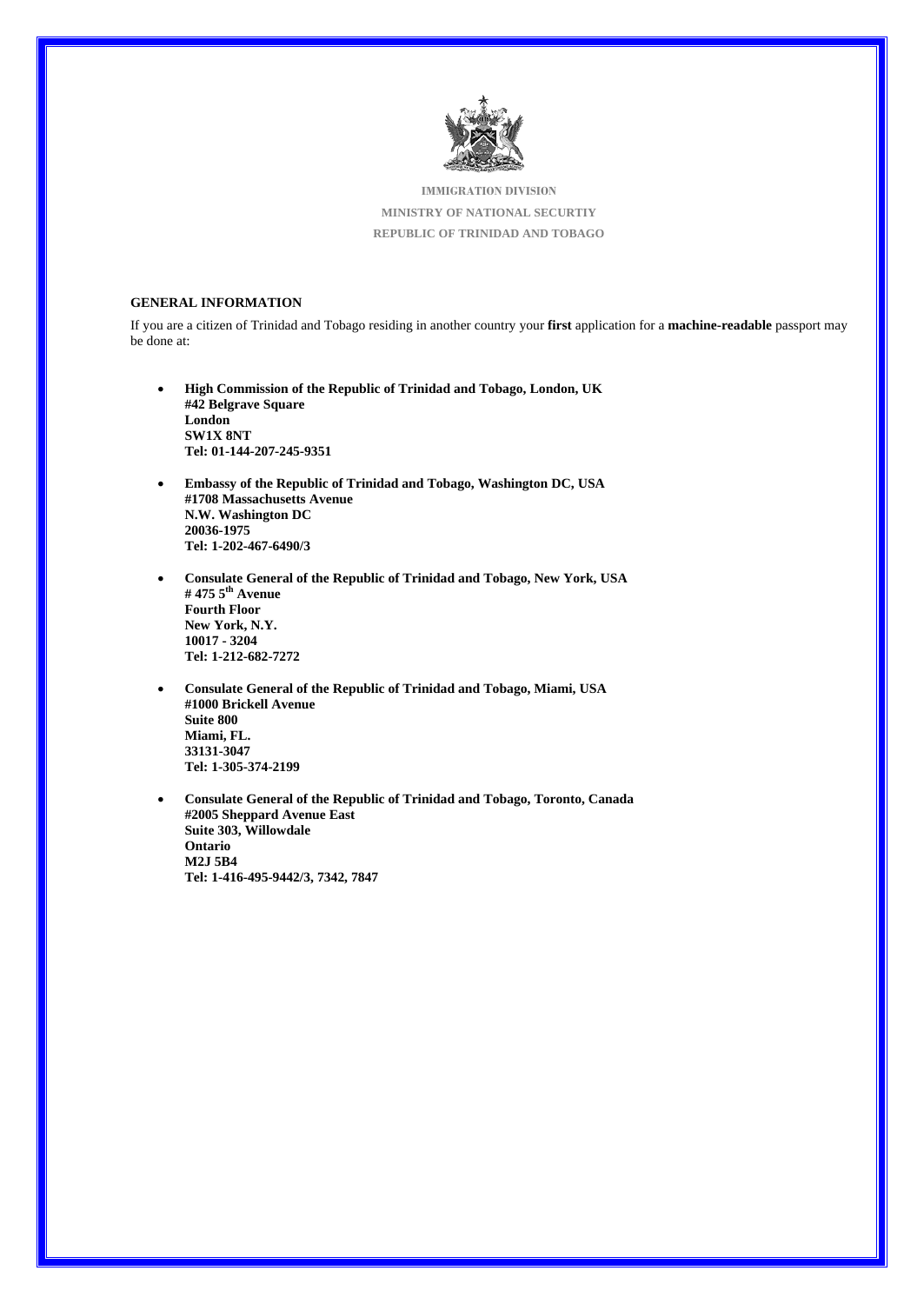**IMMIGRATION DIVISION**

**MINISTRY OF NATIONAL SECURTIY**

**REPUBLIC OF TRINIDAD AND TOBAGO**

## GENERAL INFORMATION

If you are a citizen of Trinidad and Tobago residing in another country your **first** application for a **machine-readable** passport may be done at:

- **High Commission of the Republic of Trinidad and Tobago, London, UK**
  **#42 Belgrave Square**
  **London**
  **SW1X 8NT**
  **Tel: 01-144-207-245-9351**

- **Embassy of the Republic of Trinidad and Tobago, Washington DC, USA**
  **#1708 Massachusetts Avenue**
  **N.W. Washington DC**
  **20036-1975**
  **Tel: 1-202-467-6490/3**

- **Consulate General of the Republic of Trinidad and Tobago, New York, USA**
  **# 475 5th Avenue**
  **Fourth Floor**
  **New York, N.Y.**
  **10017 - 3204**
  **Tel: 1-212-682-7272**

- **Consulate General of the Republic of Trinidad and Tobago, Miami, USA**
  **#1000 Brickell Avenue**
  **Suite 800**
  **Miami, FL.**
  **33131-3047**
  **Tel: 1-305-374-2199**

- **Consulate General of the Republic of Trinidad and Tobago, Toronto, Canada**
  **#2005 Sheppard Avenue East**
  **Suite 303, Willowdale**
  **Ontario**
  **M2J 5B4**
  **Tel: 1-416-495-9442/3, 7342, 7847**